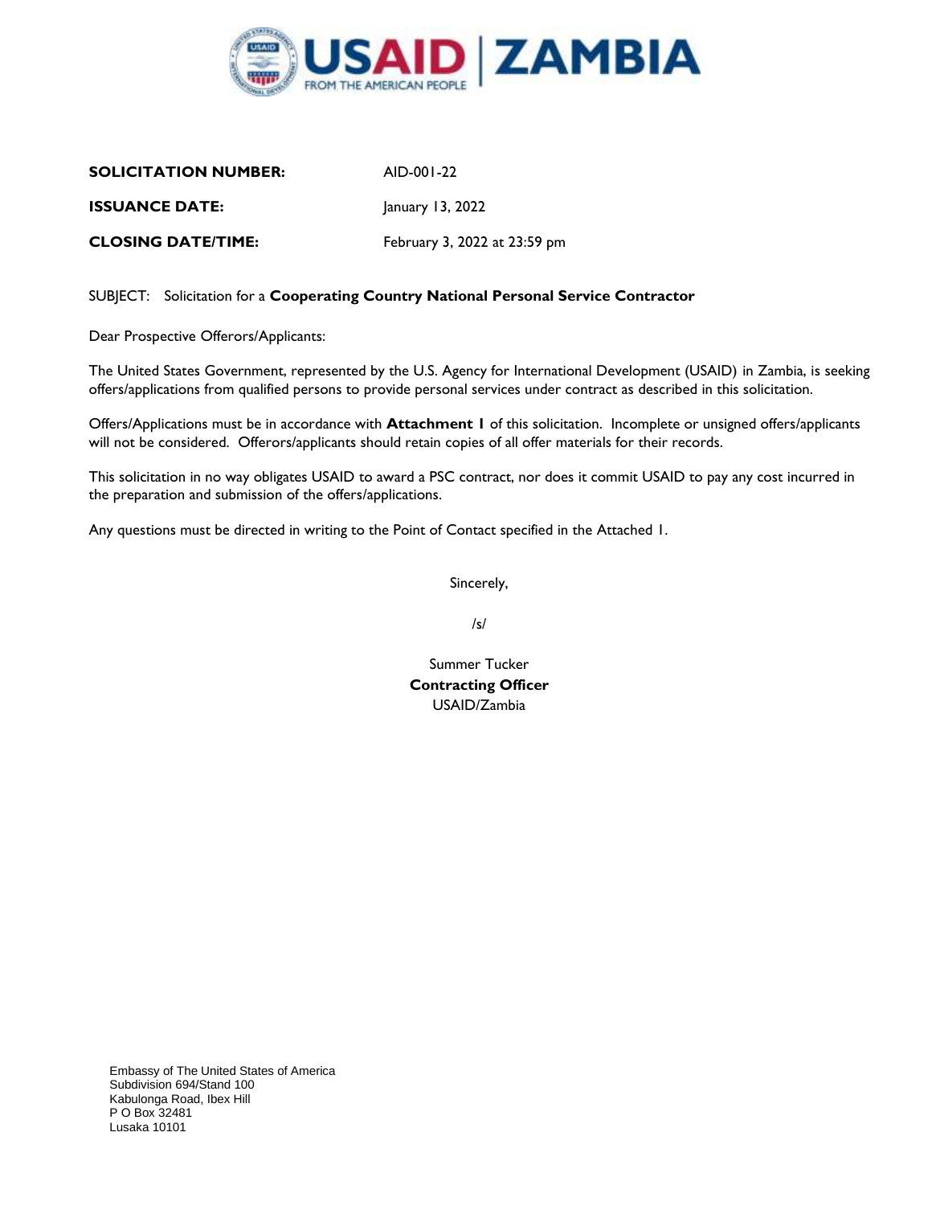USAID | ZAMBIA
FROM THE AMERICAN PEOPLE

**SOLICITATION NUMBER:** AID-001-22

**ISSUANCE DATE:** January 13, 2022

**CLOSING DATE/TIME:** February 3, 2022 at 23:59 pm

SUBJECT: Solicitation for a **Cooperating Country National Personal Service Contractor**

Dear Prospective Offerors/Applicants:

The United States Government, represented by the U.S. Agency for International Development (USAID) in Zambia, is seeking offers/applications from qualified persons to provide personal services under contract as described in this solicitation.

Offers/Applications must be in accordance with **Attachment 1** of this solicitation. Incomplete or unsigned offers/applicants will not be considered. Offerors/applicants should retain copies of all offer materials for their records.

This solicitation in no way obligates USAID to award a PSC contract, nor does it commit USAID to pay any cost incurred in the preparation and submission of the offers/applications.

Any questions must be directed in writing to the Point of Contact specified in the Attached 1.

Sincerely,

/s/

Summer Tucker
**Contracting Officer**
USAID/Zambia

Embassy of The United States of America
Subdivision 694/Stand 100
Kabulonga Road, Ibex Hill
P O Box 32481
Lusaka 10101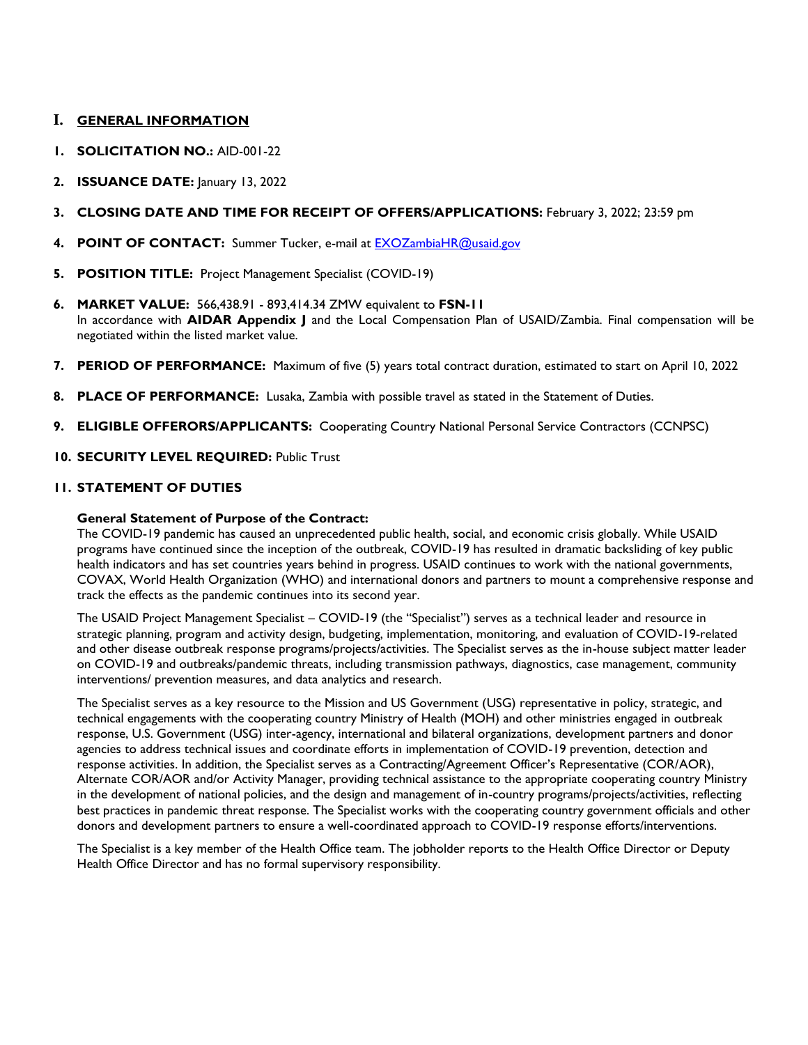# I. GENERAL INFORMATION

1. **SOLICITATION NO.:** AID-001-22

2. **ISSUANCE DATE:** January 13, 2022

3. **CLOSING DATE AND TIME FOR RECEIPT OF OFFERS/APPLICATIONS:** February 3, 2022; 23:59 pm

4. **POINT OF CONTACT:** Summer Tucker, e-mail at EXOZambiaHR@usaid.gov

5. **POSITION TITLE:** Project Management Specialist (COVID-19)

6. **MARKET VALUE:** 566,438.91 - 893,414.34 ZMW equivalent to **FSN-11**
   In accordance with **AIDAR Appendix J** and the Local Compensation Plan of USAID/Zambia. Final compensation will be negotiated within the listed market value.

7. **PERIOD OF PERFORMANCE:** Maximum of five (5) years total contract duration, estimated to start on April 10, 2022

8. **PLACE OF PERFORMANCE:** Lusaka, Zambia with possible travel as stated in the Statement of Duties.

9. **ELIGIBLE OFFERORS/APPLICANTS:** Cooperating Country National Personal Service Contractors (CCNPSC)

10. **SECURITY LEVEL REQUIRED:** Public Trust

11. **STATEMENT OF DUTIES**

**General Statement of Purpose of the Contract:**

The COVID-19 pandemic has caused an unprecedented public health, social, and economic crisis globally. While USAID programs have continued since the inception of the outbreak, COVID-19 has resulted in dramatic backsliding of key public health indicators and has set countries years behind in progress. USAID continues to work with the national governments, COVAX, World Health Organization (WHO) and international donors and partners to mount a comprehensive response and track the effects as the pandemic continues into its second year.

The USAID Project Management Specialist – COVID-19 (the "Specialist") serves as a technical leader and resource in strategic planning, program and activity design, budgeting, implementation, monitoring, and evaluation of COVID-19-related and other disease outbreak response programs/projects/activities. The Specialist serves as the in-house subject matter leader on COVID-19 and outbreaks/pandemic threats, including transmission pathways, diagnostics, case management, community interventions/ prevention measures, and data analytics and research.

The Specialist serves as a key resource to the Mission and US Government (USG) representative in policy, strategic, and technical engagements with the cooperating country Ministry of Health (MOH) and other ministries engaged in outbreak response, U.S. Government (USG) inter-agency, international and bilateral organizations, development partners and donor agencies to address technical issues and coordinate efforts in implementation of COVID-19 prevention, detection and response activities. In addition, the Specialist serves as a Contracting/Agreement Officer's Representative (COR/AOR), Alternate COR/AOR and/or Activity Manager, providing technical assistance to the appropriate cooperating country Ministry in the development of national policies, and the design and management of in-country programs/projects/activities, reflecting best practices in pandemic threat response. The Specialist works with the cooperating country government officials and other donors and development partners to ensure a well-coordinated approach to COVID-19 response efforts/interventions.

The Specialist is a key member of the Health Office team. The jobholder reports to the Health Office Director or Deputy Health Office Director and has no formal supervisory responsibility.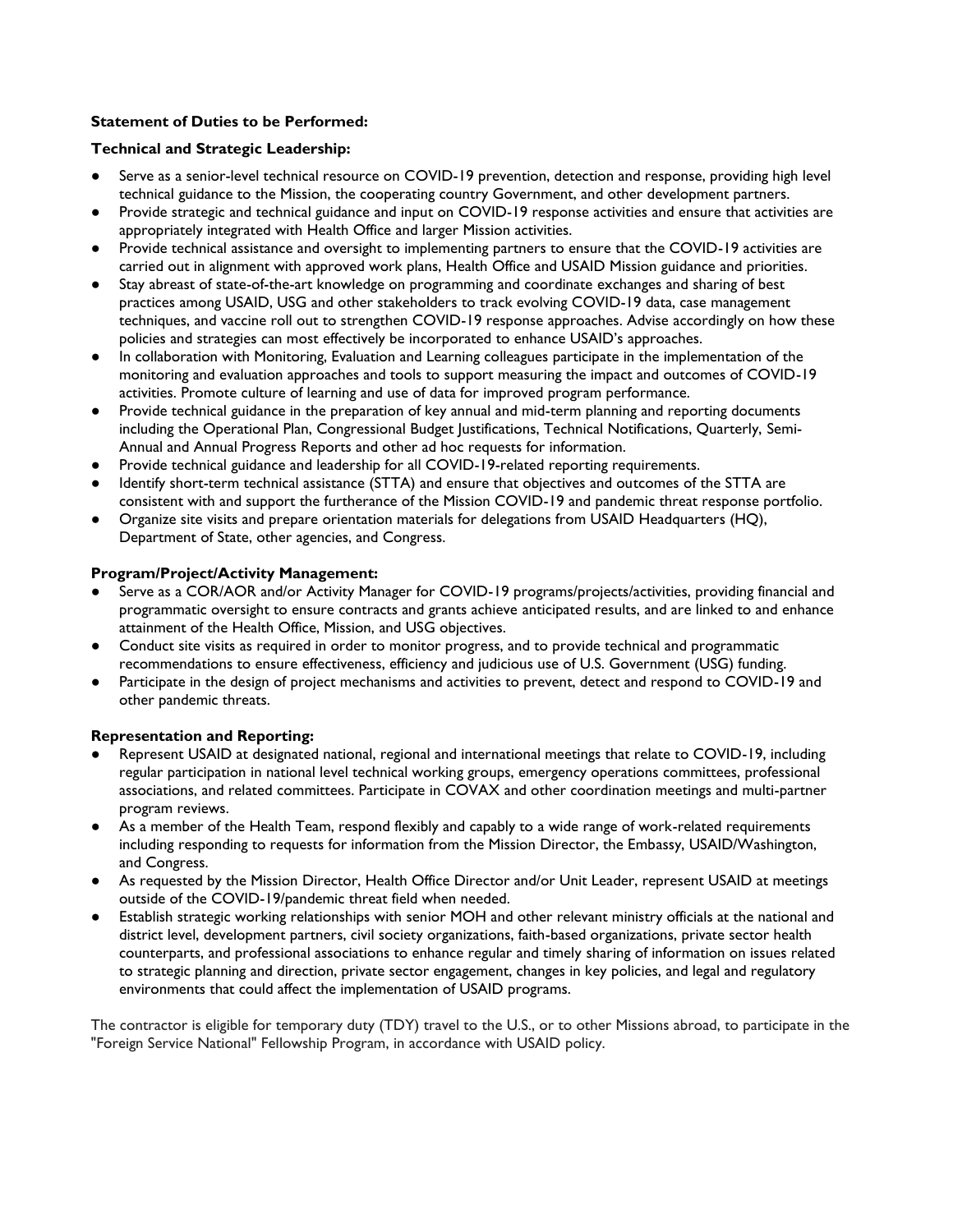**Statement of Duties to be Performed:**

**Technical and Strategic Leadership:**

- Serve as a senior-level technical resource on COVID-19 prevention, detection and response, providing high level technical guidance to the Mission, the cooperating country Government, and other development partners.
- Provide strategic and technical guidance and input on COVID-19 response activities and ensure that activities are appropriately integrated with Health Office and larger Mission activities.
- Provide technical assistance and oversight to implementing partners to ensure that the COVID-19 activities are carried out in alignment with approved work plans, Health Office and USAID Mission guidance and priorities.
- Stay abreast of state-of-the-art knowledge on programming and coordinate exchanges and sharing of best practices among USAID, USG and other stakeholders to track evolving COVID-19 data, case management techniques, and vaccine roll out to strengthen COVID-19 response approaches. Advise accordingly on how these policies and strategies can most effectively be incorporated to enhance USAID's approaches.
- In collaboration with Monitoring, Evaluation and Learning colleagues participate in the implementation of the monitoring and evaluation approaches and tools to support measuring the impact and outcomes of COVID-19 activities. Promote culture of learning and use of data for improved program performance.
- Provide technical guidance in the preparation of key annual and mid-term planning and reporting documents including the Operational Plan, Congressional Budget Justifications, Technical Notifications, Quarterly, Semi-Annual and Annual Progress Reports and other ad hoc requests for information.
- Provide technical guidance and leadership for all COVID-19-related reporting requirements.
- Identify short-term technical assistance (STTA) and ensure that objectives and outcomes of the STTA are consistent with and support the furtherance of the Mission COVID-19 and pandemic threat response portfolio.
- Organize site visits and prepare orientation materials for delegations from USAID Headquarters (HQ), Department of State, other agencies, and Congress.

**Program/Project/Activity Management:**

- Serve as a COR/AOR and/or Activity Manager for COVID-19 programs/projects/activities, providing financial and programmatic oversight to ensure contracts and grants achieve anticipated results, and are linked to and enhance attainment of the Health Office, Mission, and USG objectives.
- Conduct site visits as required in order to monitor progress, and to provide technical and programmatic recommendations to ensure effectiveness, efficiency and judicious use of U.S. Government (USG) funding.
- Participate in the design of project mechanisms and activities to prevent, detect and respond to COVID-19 and other pandemic threats.

**Representation and Reporting:**

- Represent USAID at designated national, regional and international meetings that relate to COVID-19, including regular participation in national level technical working groups, emergency operations committees, professional associations, and related committees. Participate in COVAX and other coordination meetings and multi-partner program reviews.
- As a member of the Health Team, respond flexibly and capably to a wide range of work-related requirements including responding to requests for information from the Mission Director, the Embassy, USAID/Washington, and Congress.
- As requested by the Mission Director, Health Office Director and/or Unit Leader, represent USAID at meetings outside of the COVID-19/pandemic threat field when needed.
- Establish strategic working relationships with senior MOH and other relevant ministry officials at the national and district level, development partners, civil society organizations, faith-based organizations, private sector health counterparts, and professional associations to enhance regular and timely sharing of information on issues related to strategic planning and direction, private sector engagement, changes in key policies, and legal and regulatory environments that could affect the implementation of USAID programs.

The contractor is eligible for temporary duty (TDY) travel to the U.S., or to other Missions abroad, to participate in the "Foreign Service National" Fellowship Program, in accordance with USAID policy.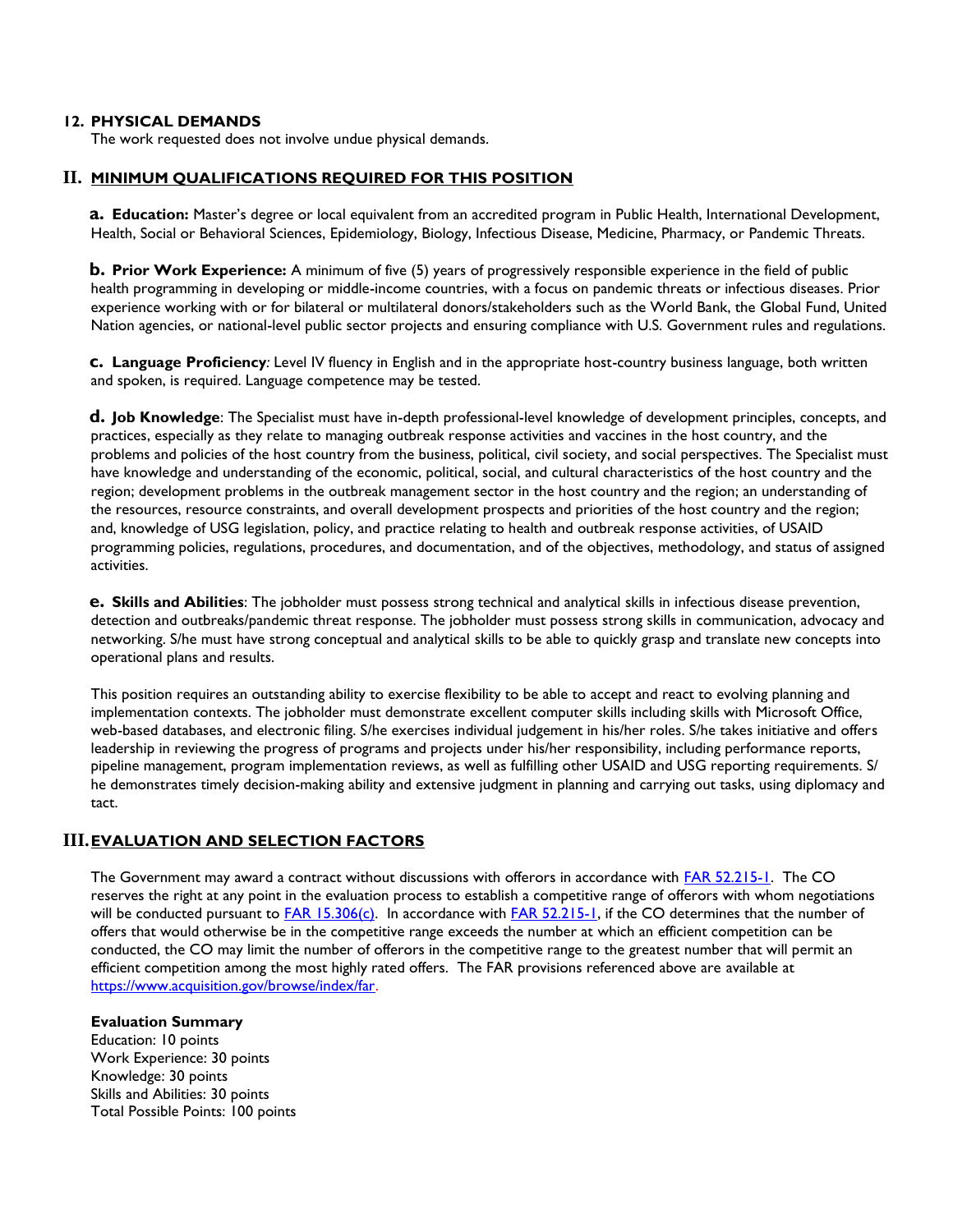### 12. PHYSICAL DEMANDS

The work requested does not involve undue physical demands.

## II. MINIMUM QUALIFICATIONS REQUIRED FOR THIS POSITION

**a. Education:** Master's degree or local equivalent from an accredited program in Public Health, International Development, Health, Social or Behavioral Sciences, Epidemiology, Biology, Infectious Disease, Medicine, Pharmacy, or Pandemic Threats.

**b. Prior Work Experience:** A minimum of five (5) years of progressively responsible experience in the field of public health programming in developing or middle-income countries, with a focus on pandemic threats or infectious diseases. Prior experience working with or for bilateral or multilateral donors/stakeholders such as the World Bank, the Global Fund, United Nation agencies, or national-level public sector projects and ensuring compliance with U.S. Government rules and regulations.

**c. Language Proficiency***:* Level IV fluency in English and in the appropriate host-country business language, both written and spoken, is required. Language competence may be tested.

**d. Job Knowledge**: The Specialist must have in-depth professional-level knowledge of development principles, concepts, and practices, especially as they relate to managing outbreak response activities and vaccines in the host country, and the problems and policies of the host country from the business, political, civil society, and social perspectives. The Specialist must have knowledge and understanding of the economic, political, social, and cultural characteristics of the host country and the region; development problems in the outbreak management sector in the host country and the region; an understanding of the resources, resource constraints, and overall development prospects and priorities of the host country and the region; and, knowledge of USG legislation, policy, and practice relating to health and outbreak response activities, of USAID programming policies, regulations, procedures, and documentation, and of the objectives, methodology, and status of assigned activities.

**e. Skills and Abilities**: The jobholder must possess strong technical and analytical skills in infectious disease prevention, detection and outbreaks/pandemic threat response. The jobholder must possess strong skills in communication, advocacy and networking. S/he must have strong conceptual and analytical skills to be able to quickly grasp and translate new concepts into operational plans and results.

This position requires an outstanding ability to exercise flexibility to be able to accept and react to evolving planning and implementation contexts. The jobholder must demonstrate excellent computer skills including skills with Microsoft Office, web-based databases, and electronic filing. S/he exercises individual judgement in his/her roles. S/he takes initiative and offers leadership in reviewing the progress of programs and projects under his/her responsibility, including performance reports, pipeline management, program implementation reviews, as well as fulfilling other USAID and USG reporting requirements. S/he demonstrates timely decision-making ability and extensive judgment in planning and carrying out tasks, using diplomacy and tact.

## III. EVALUATION AND SELECTION FACTORS

The Government may award a contract without discussions with offerors in accordance with [FAR 52.215-1](). The CO reserves the right at any point in the evaluation process to establish a competitive range of offerors with whom negotiations will be conducted pursuant to [FAR 15.306(c)](). In accordance with [FAR 52.215-1](), if the CO determines that the number of offers that would otherwise be in the competitive range exceeds the number at which an efficient competition can be conducted, the CO may limit the number of offerors in the competitive range to the greatest number that will permit an efficient competition among the most highly rated offers. The FAR provisions referenced above are available at [https://www.acquisition.gov/browse/index/far](https://www.acquisition.gov/browse/index/far).

**Evaluation Summary**

Education: 10 points
Work Experience: 30 points
Knowledge: 30 points
Skills and Abilities: 30 points
Total Possible Points: 100 points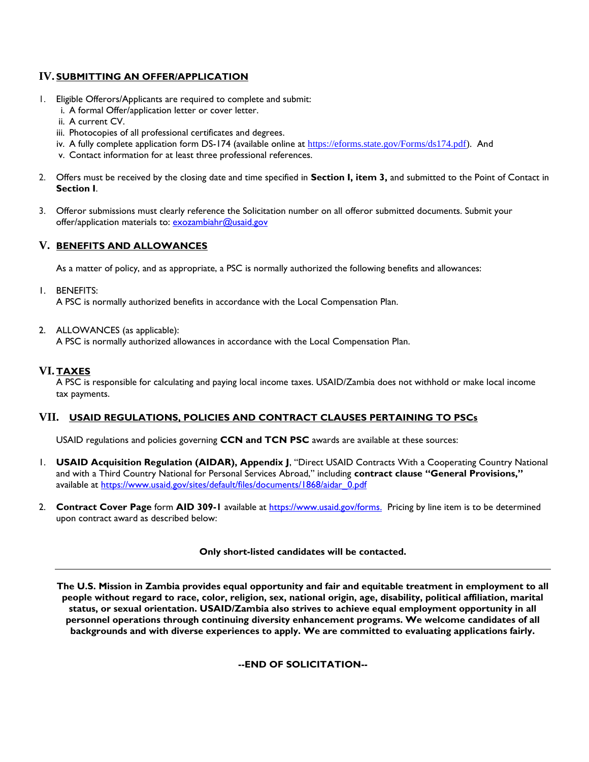## IV. SUBMITTING AN OFFER/APPLICATION

1. Eligible Offerors/Applicants are required to complete and submit:
   i. A formal Offer/application letter or cover letter.
   ii. A current CV.
   iii. Photocopies of all professional certificates and degrees.
   iv. A fully complete application form DS-174 (available online at https://eforms.state.gov/Forms/ds174.pdf). And
   v. Contact information for at least three professional references.

2. Offers must be received by the closing date and time specified in **Section I, item 3,** and submitted to the Point of Contact in **Section I**.

3. Offeror submissions must clearly reference the Solicitation number on all offeror submitted documents. Submit your offer/application materials to: exozambiahr@usaid.gov

## V. BENEFITS AND ALLOWANCES

As a matter of policy, and as appropriate, a PSC is normally authorized the following benefits and allowances:

1. BENEFITS:
   A PSC is normally authorized benefits in accordance with the Local Compensation Plan.

2. ALLOWANCES (as applicable):
   A PSC is normally authorized allowances in accordance with the Local Compensation Plan.

## VI. TAXES

A PSC is responsible for calculating and paying local income taxes. USAID/Zambia does not withhold or make local income tax payments.

## VII. USAID REGULATIONS, POLICIES AND CONTRACT CLAUSES PERTAINING TO PSCs

USAID regulations and policies governing **CCN and TCN PSC** awards are available at these sources:

1. **USAID Acquisition Regulation (AIDAR), Appendix J**, "Direct USAID Contracts With a Cooperating Country National and with a Third Country National for Personal Services Abroad," including **contract clause "General Provisions,"** available at https://www.usaid.gov/sites/default/files/documents/1868/aidar_0.pdf

2. **Contract Cover Page** form **AID 309-1** available at https://www.usaid.gov/forms. Pricing by line item is to be determined upon contract award as described below:

**Only short-listed candidates will be contacted.**

---

**The U.S. Mission in Zambia provides equal opportunity and fair and equitable treatment in employment to all people without regard to race, color, religion, sex, national origin, age, disability, political affiliation, marital status, or sexual orientation. USAID/Zambia also strives to achieve equal employment opportunity in all personnel operations through continuing diversity enhancement programs. We welcome candidates of all backgrounds and with diverse experiences to apply. We are committed to evaluating applications fairly.**

**--END OF SOLICITATION--**